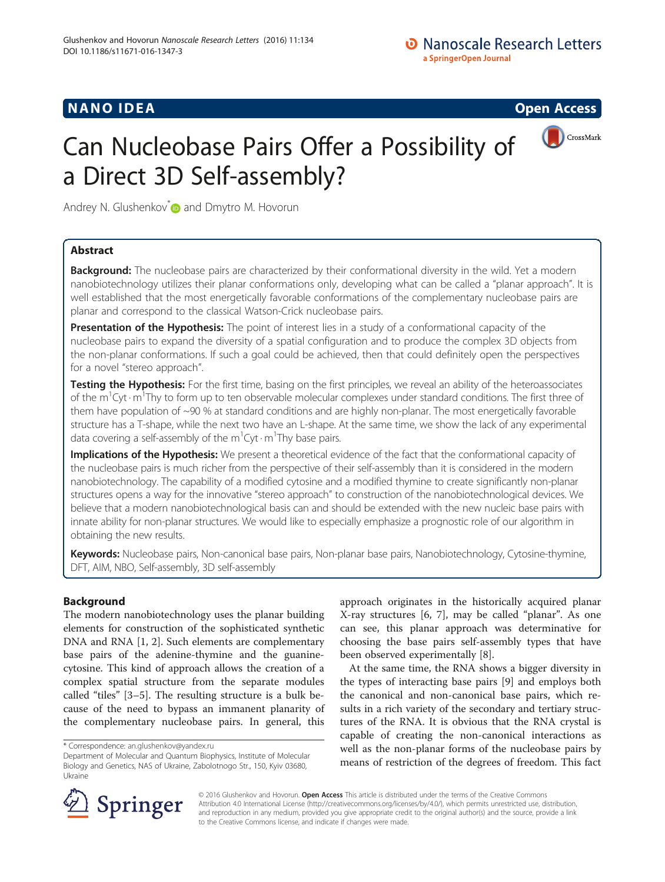NANO IDEA

Open Access

# Can Nucleobase Pairs Offer a Possibility of a Direct 3D Self-assembly?

Andrey N. Glushenkov* and Dmytro M. Hovorun

## Abstract

**Background:** The nucleobase pairs are characterized by their conformational diversity in the wild. Yet a modern nanobiotechnology utilizes their planar conformations only, developing what can be called a "planar approach". It is well established that the most energetically favorable conformations of the complementary nucleobase pairs are planar and correspond to the classical Watson-Crick nucleobase pairs.

**Presentation of the Hypothesis:** The point of interest lies in a study of a conformational capacity of the nucleobase pairs to expand the diversity of a spatial configuration and to produce the complex 3D objects from the non-planar conformations. If such a goal could be achieved, then that could definitely open the perspectives for a novel "stereo approach".

**Testing the Hypothesis:** For the first time, basing on the first principles, we reveal an ability of the heteroassociates of the $m^1Cyt \cdot m^1Thy$ to form up to ten observable molecular complexes under standard conditions. The first three of them have population of ~90 % at standard conditions and are highly non-planar. The most energetically favorable structure has a T-shape, while the next two have an L-shape. At the same time, we show the lack of any experimental data covering a self-assembly of the $m^1Cyt \cdot m^1Thy$ base pairs.

**Implications of the Hypothesis:** We present a theoretical evidence of the fact that the conformational capacity of the nucleobase pairs is much richer from the perspective of their self-assembly than it is considered in the modern nanobiotechnology. The capability of a modified cytosine and a modified thymine to create significantly non-planar structures opens a way for the innovative "stereo approach" to construction of the nanobiotechnological devices. We believe that a modern nanobiotechnological basis can and should be extended with the new nucleic base pairs with innate ability for non-planar structures. We would like to especially emphasize a prognostic role of our algorithm in obtaining the new results.

**Keywords:** Nucleobase pairs, Non-canonical base pairs, Non-planar base pairs, Nanobiotechnology, Cytosine-thymine, DFT, AIM, NBO, Self-assembly, 3D self-assembly

## Background

The modern nanobiotechnology uses the planar building elements for construction of the sophisticated synthetic DNA and RNA [1, 2]. Such elements are complementary base pairs of the adenine-thymine and the guanine-cytosine. This kind of approach allows the creation of a complex spatial structure from the separate modules called "tiles" [3–5]. The resulting structure is a bulk because of the need to bypass an immanent planarity of the complementary nucleobase pairs. In general, this approach originates in the historically acquired planar X-ray structures [6, 7], may be called "planar". As one can see, this planar approach was determinative for choosing the base pairs self-assembly types that have been observed experimentally [8].

At the same time, the RNA shows a bigger diversity in the types of interacting base pairs [9] and employs both the canonical and non-canonical base pairs, which results in a rich variety of the secondary and tertiary structures of the RNA. It is obvious that the RNA crystal is capable of creating the non-canonical interactions as well as the non-planar forms of the nucleobase pairs by means of restriction of the degrees of freedom. This fact

\* Correspondence: an.glushenkov@yandex.ru
Department of Molecular and Quantum Biophysics, Institute of Molecular Biology and Genetics, NAS of Ukraine, Zabolotnogo Str., 150, Kyiv 03680, Ukraine

© 2016 Glushenkov and Hovorun. **Open Access** This article is distributed under the terms of the Creative Commons Attribution 4.0 International License (http://creativecommons.org/licenses/by/4.0/), which permits unrestricted use, distribution, and reproduction in any medium, provided you give appropriate credit to the original author(s) and the source, provide a link to the Creative Commons license, and indicate if changes were made.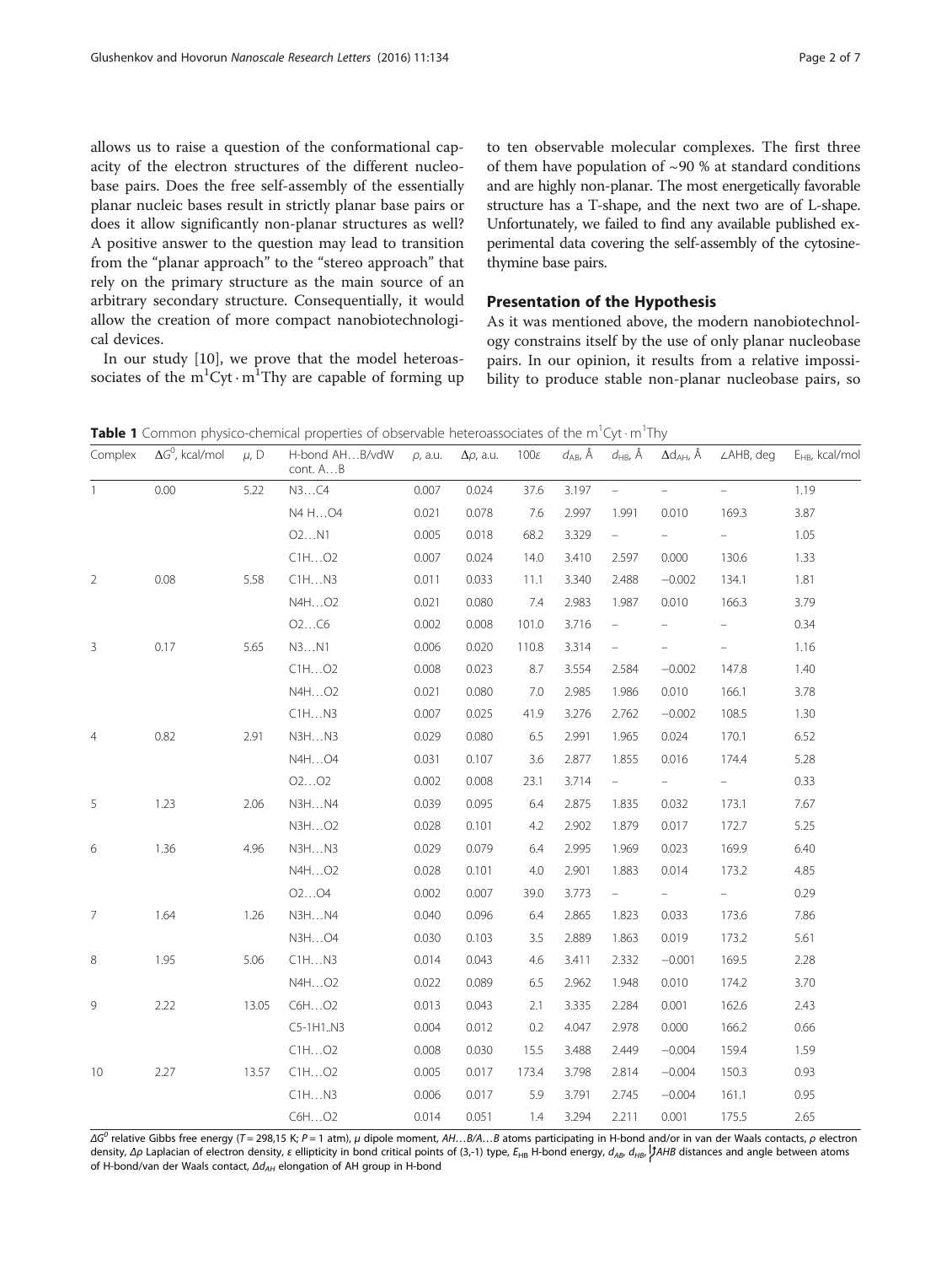allows us to raise a question of the conformational capacity of the electron structures of the different nucleobase pairs. Does the free self-assembly of the essentially planar nucleic bases result in strictly planar base pairs or does it allow significantly non-planar structures as well? A positive answer to the question may lead to transition from the "planar approach" to the "stereo approach" that rely on the primary structure as the main source of an arbitrary secondary structure. Consequentially, it would allow the creation of more compact nanobiotechnological devices.

In our study [10], we prove that the model heteroassociates of the $m^1Cyt \cdot m^1Thy$ are capable of forming up to ten observable molecular complexes. The first three of them have population of ~90 % at standard conditions and are highly non-planar. The most energetically favorable structure has a T-shape, and the next two are of L-shape. Unfortunately, we failed to find any available published experimental data covering the self-assembly of the cytosine-thymine base pairs.

## Presentation of the Hypothesis

As it was mentioned above, the modern nanobiotechnology constrains itself by the use of only planar nucleobase pairs. In our opinion, it results from a relative impossibility to produce stable non-planar nucleobase pairs, so

**Table 1** Common physico-chemical properties of observable heteroassociates of the $m^1Cyt \cdot m^1Thy$

| Complex | $\Delta G^0$, kcal/mol | $\mu$, D | H-bond AH…B/vdW cont. A…B | $\rho$, a.u. | $\Delta\rho$, a.u. | $100\varepsilon$ | $d_{AB}$, Å | $d_{HB}$, Å | $\Delta d_{AH}$, Å | ∠AHB, deg | $E_{HB}$, kcal/mol |
|---|---|---|---|---|---|---|---|---|---|---|---|
| 1 | 0.00 | 5.22 | N3…C4 | 0.007 | 0.024 | 37.6 | 3.197 | – | – | – | 1.19 |
| | | | N4 H…O4 | 0.021 | 0.078 | 7.6 | 2.997 | 1.991 | 0.010 | 169.3 | 3.87 |
| | | | O2…N1 | 0.005 | 0.018 | 68.2 | 3.329 | – | – | – | 1.05 |
| | | | C1H…O2 | 0.007 | 0.024 | 14.0 | 3.410 | 2.597 | 0.000 | 130.6 | 1.33 |
| 2 | 0.08 | 5.58 | C1H…N3 | 0.011 | 0.033 | 11.1 | 3.340 | 2.488 | −0.002 | 134.1 | 1.81 |
| | | | N4H…O2 | 0.021 | 0.080 | 7.4 | 2.983 | 1.987 | 0.010 | 166.3 | 3.79 |
| | | | O2…C6 | 0.002 | 0.008 | 101.0 | 3.716 | – | – | – | 0.34 |
| 3 | 0.17 | 5.65 | N3…N1 | 0.006 | 0.020 | 110.8 | 3.314 | – | – | – | 1.16 |
| | | | C1H…O2 | 0.008 | 0.023 | 8.7 | 3.554 | 2.584 | −0.002 | 147.8 | 1.40 |
| | | | N4H…O2 | 0.021 | 0.080 | 7.0 | 2.985 | 1.986 | 0.010 | 166.1 | 3.78 |
| | | | C1H…N3 | 0.007 | 0.025 | 41.9 | 3.276 | 2.762 | −0.002 | 108.5 | 1.30 |
| 4 | 0.82 | 2.91 | N3H…N3 | 0.029 | 0.080 | 6.5 | 2.991 | 1.965 | 0.024 | 170.1 | 6.52 |
| | | | N4H…O4 | 0.031 | 0.107 | 3.6 | 2.877 | 1.855 | 0.016 | 174.4 | 5.28 |
| | | | O2…O2 | 0.002 | 0.008 | 23.1 | 3.714 | – | – | – | 0.33 |
| 5 | 1.23 | 2.06 | N3H…N4 | 0.039 | 0.095 | 6.4 | 2.875 | 1.835 | 0.032 | 173.1 | 7.67 |
| | | | N3H…O2 | 0.028 | 0.101 | 4.2 | 2.902 | 1.879 | 0.017 | 172.7 | 5.25 |
| 6 | 1.36 | 4.96 | N3H…N3 | 0.029 | 0.079 | 6.4 | 2.995 | 1.969 | 0.023 | 169.9 | 6.40 |
| | | | N4H…O2 | 0.028 | 0.101 | 4.0 | 2.901 | 1.883 | 0.014 | 173.2 | 4.85 |
| | | | O2…O4 | 0.002 | 0.007 | 39.0 | 3.773 | – | – | – | 0.29 |
| 7 | 1.64 | 1.26 | N3H…N4 | 0.040 | 0.096 | 6.4 | 2.865 | 1.823 | 0.033 | 173.6 | 7.86 |
| | | | N3H…O4 | 0.030 | 0.103 | 3.5 | 2.889 | 1.863 | 0.019 | 173.2 | 5.61 |
| 8 | 1.95 | 5.06 | C1H…N3 | 0.014 | 0.043 | 4.6 | 3.411 | 2.332 | −0.001 | 169.5 | 2.28 |
| | | | N4H…O2 | 0.022 | 0.089 | 6.5 | 2.962 | 1.948 | 0.010 | 174.2 | 3.70 |
| 9 | 2.22 | 13.05 | C6H…O2 | 0.013 | 0.043 | 2.1 | 3.335 | 2.284 | 0.001 | 162.6 | 2.43 |
| | | | C5-1H1..N3 | 0.004 | 0.012 | 0.2 | 4.047 | 2.978 | 0.000 | 166.2 | 0.66 |
| | | | C1H…O2 | 0.008 | 0.030 | 15.5 | 3.488 | 2.449 | −0.004 | 159.4 | 1.59 |
| 10 | 2.27 | 13.57 | C1H…O2 | 0.005 | 0.017 | 173.4 | 3.798 | 2.814 | −0.004 | 150.3 | 0.93 |
| | | | C1H…N3 | 0.006 | 0.017 | 5.9 | 3.791 | 2.745 | −0.004 | 161.1 | 0.95 |
| | | | C6H…O2 | 0.014 | 0.051 | 1.4 | 3.294 | 2.211 | 0.001 | 175.5 | 2.65 |

$\Delta G^0$ relative Gibbs free energy ($T$ = 298,15 K; $P$ = 1 atm), $\mu$ dipole moment, $AH…B/A…B$ atoms participating in H-bond and/or in van der Waals contacts, $\rho$ electron density, $\Delta\rho$ Laplacian of electron density, $\varepsilon$ ellipticity in bond critical points of (3,-1) type, $E_{HB}$ H-bond energy, $d_{AB}$, $d_{HB}$, ∠$AHB$ distances and angle between atoms of H-bond/van der Waals contact, $\Delta d_{AH}$ elongation of AH group in H-bond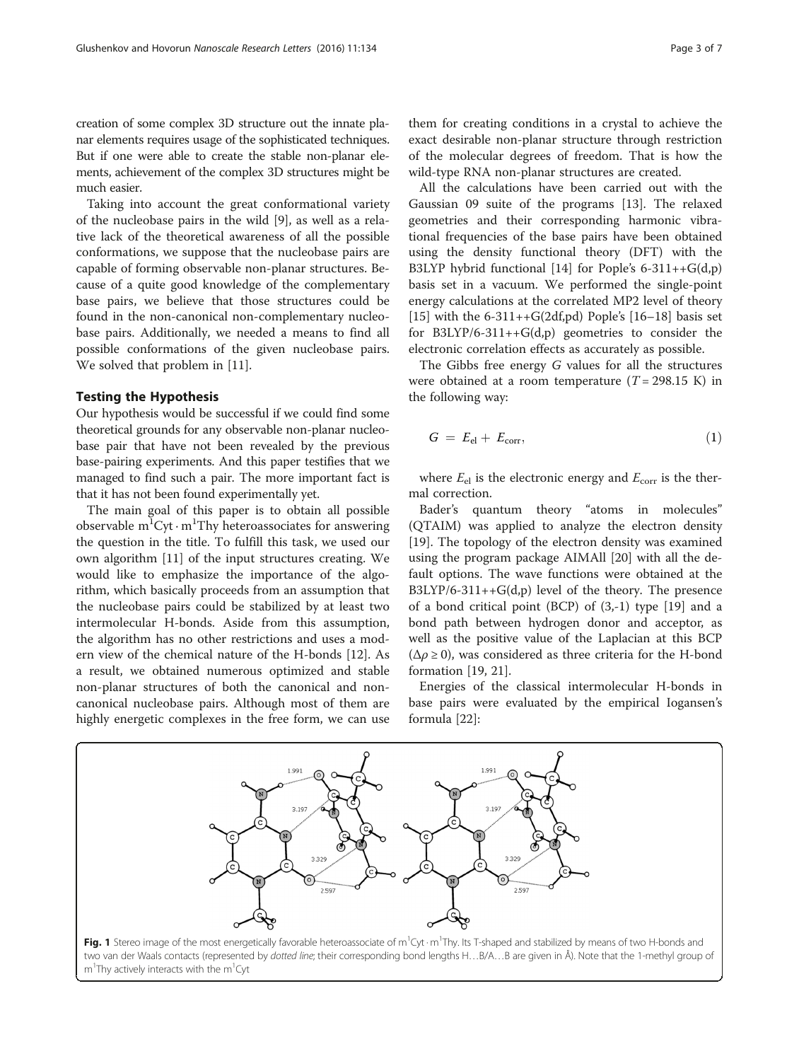creation of some complex 3D structure out the innate planar elements requires usage of the sophisticated techniques. But if one were able to create the stable non-planar elements, achievement of the complex 3D structures might be much easier.

Taking into account the great conformational variety of the nucleobase pairs in the wild [9], as well as a relative lack of the theoretical awareness of all the possible conformations, we suppose that the nucleobase pairs are capable of forming observable non-planar structures. Because of a quite good knowledge of the complementary base pairs, we believe that those structures could be found in the non-canonical non-complementary nucleobase pairs. Additionally, we needed a means to find all possible conformations of the given nucleobase pairs. We solved that problem in [11].

## Testing the Hypothesis

Our hypothesis would be successful if we could find some theoretical grounds for any observable non-planar nucleobase pair that have not been revealed by the previous base-pairing experiments. And this paper testifies that we managed to find such a pair. The more important fact is that it has not been found experimentally yet.

The main goal of this paper is to obtain all possible observable $m^1Cyt \cdot m^1Thy$ heteroassociates for answering the question in the title. To fulfill this task, we used our own algorithm [11] of the input structures creating. We would like to emphasize the importance of the algorithm, which basically proceeds from an assumption that the nucleobase pairs could be stabilized by at least two intermolecular H-bonds. Aside from this assumption, the algorithm has no other restrictions and uses a modern view of the chemical nature of the H-bonds [12]. As a result, we obtained numerous optimized and stable non-planar structures of both the canonical and non-canonical nucleobase pairs. Although most of them are highly energetic complexes in the free form, we can use them for creating conditions in a crystal to achieve the exact desirable non-planar structure through restriction of the molecular degrees of freedom. That is how the wild-type RNA non-planar structures are created.

All the calculations have been carried out with the Gaussian 09 suite of the programs [13]. The relaxed geometries and their corresponding harmonic vibrational frequencies of the base pairs have been obtained using the density functional theory (DFT) with the B3LYP hybrid functional [14] for Pople's 6-311++G(d,p) basis set in a vacuum. We performed the single-point energy calculations at the correlated MP2 level of theory [15] with the 6-311++G(2df,pd) Pople's [16–18] basis set for B3LYP/6-311++G(d,p) geometries to consider the electronic correlation effects as accurately as possible.

The Gibbs free energy $G$ values for all the structures were obtained at a room temperature ($T = 298.15$ K) in the following way:

$$G = E_{\mathrm{el}} + E_{\mathrm{corr}}, \tag{1}$$

where $E_{\mathrm{el}}$ is the electronic energy and $E_{\mathrm{corr}}$ is the thermal correction.

Bader's quantum theory "atoms in molecules" (QTAIM) was applied to analyze the electron density [19]. The topology of the electron density was examined using the program package AIMAll [20] with all the default options. The wave functions were obtained at the B3LYP/6-311++G(d,p) level of the theory. The presence of a bond critical point (BCP) of (3,-1) type [19] and a bond path between hydrogen donor and acceptor, as well as the positive value of the Laplacian at this BCP ($\Delta\rho \geq 0$), was considered as three criteria for the H-bond formation [19, 21].

Energies of the classical intermolecular H-bonds in base pairs were evaluated by the empirical Iogansen's formula [22]:

**Fig. 1** Stereo image of the most energetically favorable heteroassociate of $m^1Cyt \cdot m^1Thy$. Its T-shaped and stabilized by means of two H-bonds and two van der Waals contacts (represented by *dotted line*; their corresponding bond lengths H…B/A…B are given in Å). Note that the 1-methyl group of $m^1Thy$ actively interacts with the $m^1Cyt$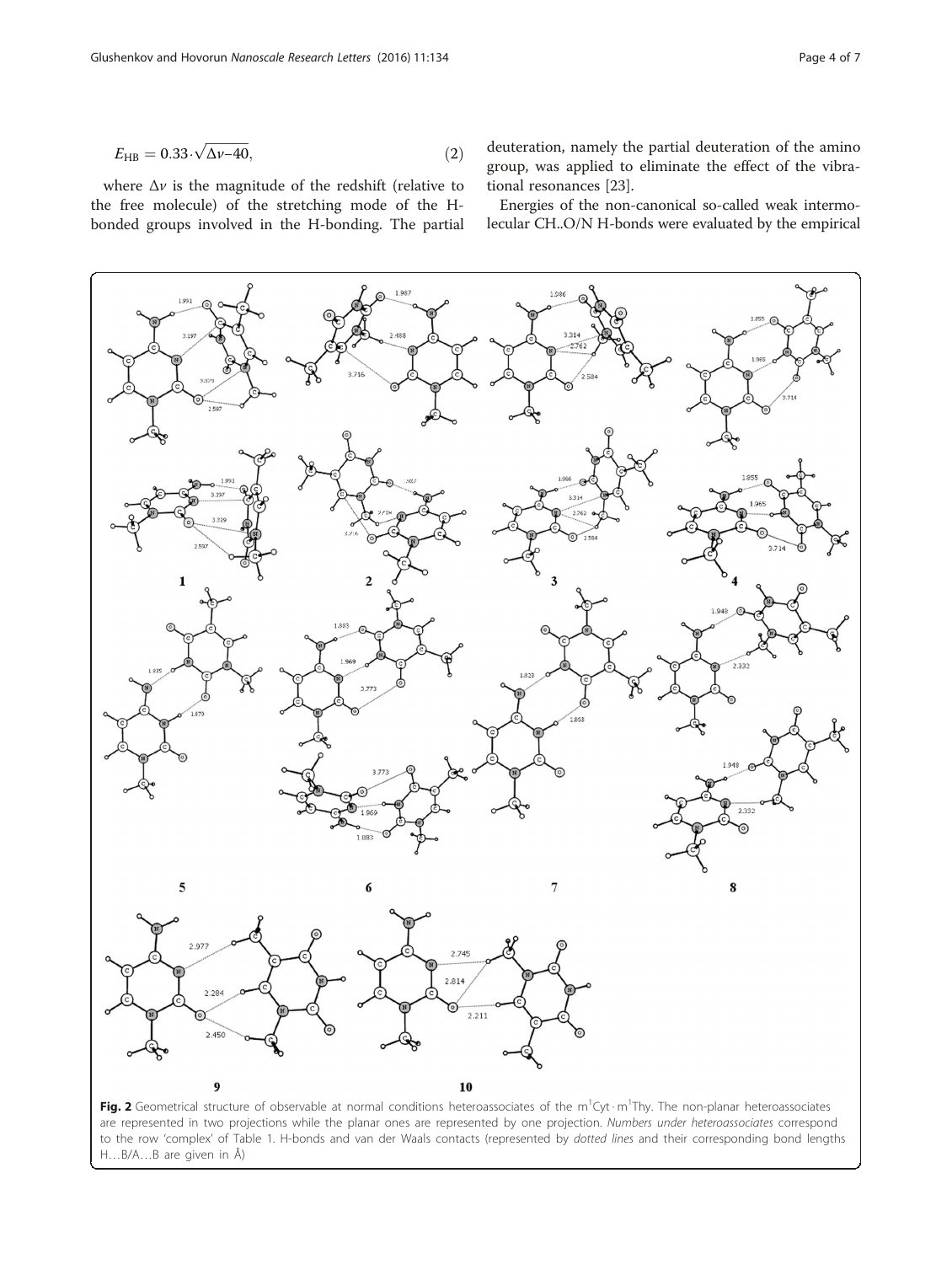$$E_{HB} = 0.33 \cdot \sqrt{\Delta\nu - 40}, \tag{2}$$

where $\Delta\nu$ is the magnitude of the redshift (relative to the free molecule) of the stretching mode of the H-bonded groups involved in the H-bonding. The partial deuteration, namely the partial deuteration of the amino group, was applied to eliminate the effect of the vibrational resonances [23].

Energies of the non-canonical so-called weak intermolecular CH..O/N H-bonds were evaluated by the empirical

**Fig. 2** Geometrical structure of observable at normal conditions heteroassociates of the $m^1Cyt \cdot m^1Thy$. The non-planar heteroassociates are represented in two projections while the planar ones are represented by one projection. *Numbers under heteroassociates* correspond to the row 'complex' of Table 1. H-bonds and van der Waals contacts (represented by *dotted lines* and their corresponding bond lengths H…B/A…B are given in Å)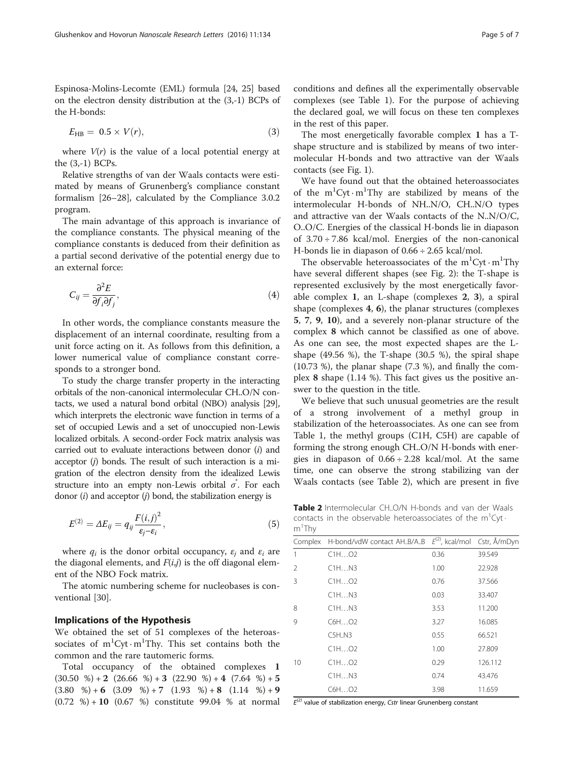Espinosa-Molins-Lecomte (EML) formula [24, 25] based on the electron density distribution at the (3,-1) BCPs of the H-bonds:

$$E_{HB} = 0.5 \times V(r), \tag{3}$$

where $V(r)$ is the value of a local potential energy at the (3,-1) BCPs.

Relative strengths of van der Waals contacts were estimated by means of Grunenberg's compliance constant formalism [26–28], calculated by the Compliance 3.0.2 program.

The main advantage of this approach is invariance of the compliance constants. The physical meaning of the compliance constants is deduced from their definition as a partial second derivative of the potential energy due to an external force:

$$C_{ij} = \frac{\partial^2 E}{\partial f_i \partial f_j}, \tag{4}$$

In other words, the compliance constants measure the displacement of an internal coordinate, resulting from a unit force acting on it. As follows from this definition, a lower numerical value of compliance constant corresponds to a stronger bond.

To study the charge transfer property in the interacting orbitals of the non-canonical intermolecular CH..O/N contacts, we used a natural bond orbital (NBO) analysis [29], which interprets the electronic wave function in terms of a set of occupied Lewis and a set of unoccupied non-Lewis localized orbitals. A second-order Fock matrix analysis was carried out to evaluate interactions between donor ($i$) and acceptor ($j$) bonds. The result of such interaction is a migration of the electron density from the idealized Lewis structure into an empty non-Lewis orbital $\sigma^*$. For each donor ($i$) and acceptor ($j$) bond, the stabilization energy is

$$E^{(2)} = \Delta E_{ij} = q_{ij}\frac{F(i,j)^2}{\varepsilon_j - \varepsilon_i}, \tag{5}$$

where $q_i$ is the donor orbital occupancy, $\varepsilon_j$ and $\varepsilon_i$ are the diagonal elements, and $F(i,j)$ is the off diagonal element of the NBO Fock matrix.

The atomic numbering scheme for nucleobases is conventional [30].

## Implications of the Hypothesis

We obtained the set of 51 complexes of the heteroassociates of $m^1Cyt \cdot m^1Thy$. This set contains both the common and the rare tautomeric forms.

Total occupancy of the obtained complexes **1** (30.50 %) + **2** (26.66 %) + **3** (22.90 %) + **4** (7.64 %) + **5** (3.80 %) + **6** (3.09 %) + **7** (1.93 %) + **8** (1.14 %) + **9** (0.72 %) + **10** (0.67 %) constitute 99.04 % at normal conditions and defines all the experimentally observable complexes (see Table 1). For the purpose of achieving the declared goal, we will focus on these ten complexes in the rest of this paper.

The most energetically favorable complex **1** has a T-shape structure and is stabilized by means of two intermolecular H-bonds and two attractive van der Waals contacts (see Fig. 1).

We have found out that the obtained heteroassociates of the $m^1Cyt \cdot m^1Thy$ are stabilized by means of the intermolecular H-bonds of NH..N/O, CH..N/O types and attractive van der Waals contacts of the N..N/O/C, O..O/C. Energies of the classical H-bonds lie in diapason of 3.70 ÷ 7.86 kcal/mol. Energies of the non-canonical H-bonds lie in diapason of 0.66 ÷ 2.65 kcal/mol.

The observable heteroassociates of the $m^1Cyt \cdot m^1Thy$ have several different shapes (see Fig. 2): the T-shape is represented exclusively by the most energetically favorable complex **1**, an L-shape (complexes **2**, **3**), a spiral shape (complexes **4**, **6**), the planar structures (complexes **5**, **7**, **9**, **10**), and a severely non-planar structure of the complex **8** which cannot be classified as one of above. As one can see, the most expected shapes are the L-shape (49.56 %), the T-shape (30.5 %), the spiral shape (10.73 %), the planar shape (7.3 %), and finally the complex **8** shape (1.14 %). This fact gives us the positive answer to the question in the title.

We believe that such unusual geometries are the result of a strong involvement of a methyl group in stabilization of the heteroassociates. As one can see from Table 1, the methyl groups (C1H, C5H) are capable of forming the strong enough CH..O/N H-bonds with energies in diapason of 0.66 ÷ 2.28 kcal/mol. At the same time, one can observe the strong stabilizing van der Waals contacts (see Table 2), which are present in five

**Table 2** Intermolecular CH..O/N H-bonds and van der Waals contacts in the observable heteroassociates of the $m^1Cyt \cdot m^1Thy$

| Complex | H-bond/vdW contact AH..B/A..B | $E^{(2)}$, kcal/mol | Cstr, Å/mDyn |
|---|---|---|---|
| 1 | C1H…O2 | 0.36 | 39.549 |
| 2 | C1H…N3 | 1.00 | 22.928 |
| 3 | C1H…O2 | 0.76 | 37.566 |
| | C1H…N3 | 0.03 | 33.407 |
| 8 | C1H…N3 | 3.53 | 11.200 |
| 9 | C6H…O2 | 3.27 | 16.085 |
| | C5H..N3 | 0.55 | 66.521 |
| | C1H…O2 | 1.00 | 27.809 |
| 10 | C1H…O2 | 0.29 | 126.112 |
| | C1H…N3 | 0.74 | 43.476 |
| | C6H…O2 | 3.98 | 11.659 |

$E^{(2)}$ value of stabilization energy, *Cstr* linear Grunenberg constant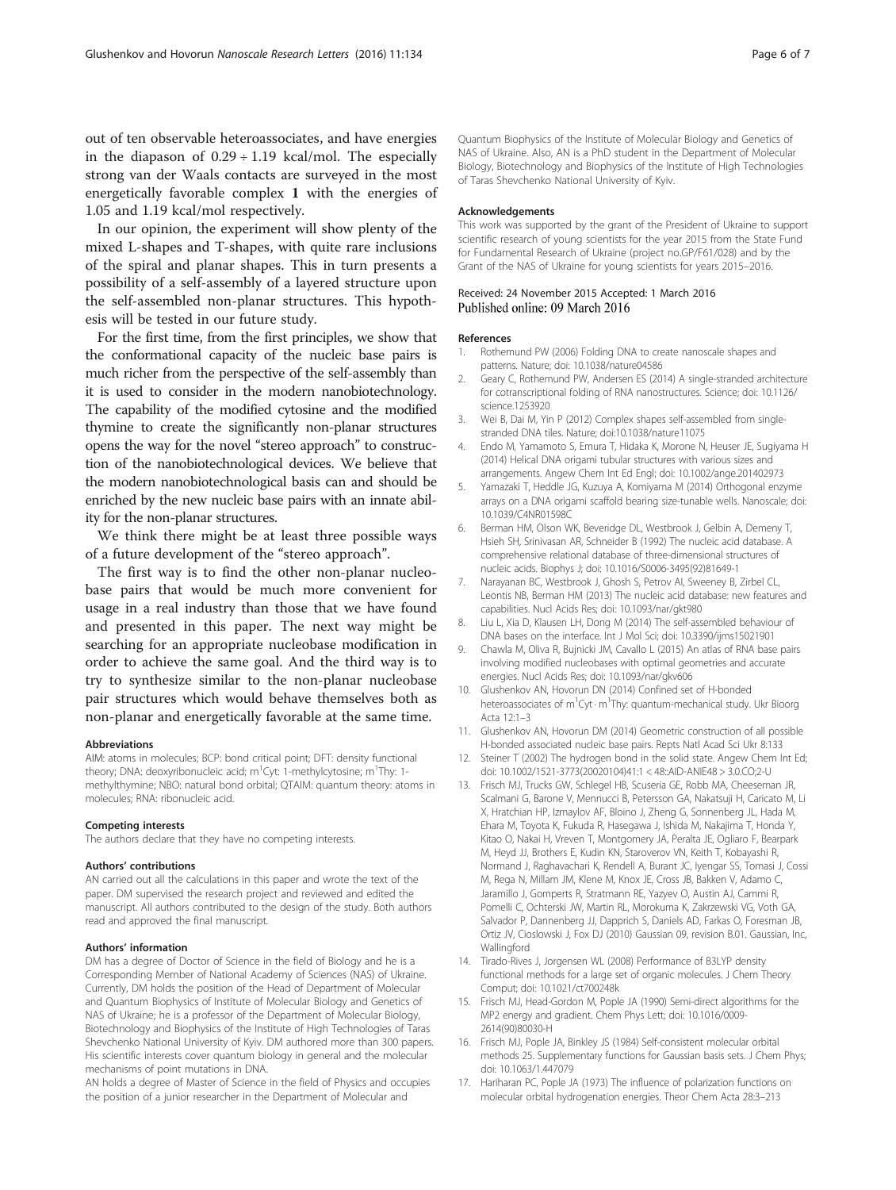out of ten observable heteroassociates, and have energies in the diapason of 0.29 ÷ 1.19 kcal/mol. The especially strong van der Waals contacts are surveyed in the most energetically favorable complex **1** with the energies of 1.05 and 1.19 kcal/mol respectively.

In our opinion, the experiment will show plenty of the mixed L-shapes and T-shapes, with quite rare inclusions of the spiral and planar shapes. This in turn presents a possibility of a self-assembly of a layered structure upon the self-assembled non-planar structures. This hypothesis will be tested in our future study.

For the first time, from the first principles, we show that the conformational capacity of the nucleic base pairs is much richer from the perspective of the self-assembly than it is used to consider in the modern nanobiotechnology. The capability of the modified cytosine and the modified thymine to create the significantly non-planar structures opens the way for the novel "stereo approach" to construction of the nanobiotechnological devices. We believe that the modern nanobiotechnological basis can and should be enriched by the new nucleic base pairs with an innate ability for the non-planar structures.

We think there might be at least three possible ways of a future development of the "stereo approach".

The first way is to find the other non-planar nucleobase pairs that would be much more convenient for usage in a real industry than those that we have found and presented in this paper. The next way might be searching for an appropriate nucleobase modification in order to achieve the same goal. And the third way is to try to synthesize similar to the non-planar nucleobase pair structures which would behave themselves both as non-planar and energetically favorable at the same time.

#### Abbreviations

AIM: atoms in molecules; BCP: bond critical point; DFT: density functional theory; DNA: deoxyribonucleic acid; $m^1$Cyt: 1-methylcytosine; $m^1$Thy: 1-methylthymine; NBO: natural bond orbital; QTAIM: quantum theory: atoms in molecules; RNA: ribonucleic acid.

#### Competing interests

The authors declare that they have no competing interests.

#### Authors' contributions

AN carried out all the calculations in this paper and wrote the text of the paper. DM supervised the research project and reviewed and edited the manuscript. All authors contributed to the design of the study. Both authors read and approved the final manuscript.

#### Authors' information

DM has a degree of Doctor of Science in the field of Biology and he is a Corresponding Member of National Academy of Sciences (NAS) of Ukraine. Currently, DM holds the position of the Head of Department of Molecular and Quantum Biophysics of Institute of Molecular Biology and Genetics of NAS of Ukraine; he is a professor of the Department of Molecular Biology, Biotechnology and Biophysics of the Institute of High Technologies of Taras Shevchenko National University of Kyiv. DM authored more than 300 papers. His scientific interests cover quantum biology in general and the molecular mechanisms of point mutations in DNA.

AN holds a degree of Master of Science in the field of Physics and occupies the position of a junior researcher in the Department of Molecular and Quantum Biophysics of the Institute of Molecular Biology and Genetics of NAS of Ukraine. Also, AN is a PhD student in the Department of Molecular Biology, Biotechnology and Biophysics of the Institute of High Technologies of Taras Shevchenko National University of Kyiv.

#### Acknowledgements

This work was supported by the grant of the President of Ukraine to support scientific research of young scientists for the year 2015 from the State Fund for Fundamental Research of Ukraine (project no.GP/F61/028) and by the Grant of the NAS of Ukraine for young scientists for years 2015–2016.

Received: 24 November 2015 Accepted: 1 March 2016
Published online: 09 March 2016

#### References

1. Rothemund PW (2006) Folding DNA to create nanoscale shapes and patterns. Nature; doi: 10.1038/nature04586
2. Geary C, Rothemund PW, Andersen ES (2014) A single-stranded architecture for cotranscriptional folding of RNA nanostructures. Science; doi: 10.1126/science.1253920
3. Wei B, Dai M, Yin P (2012) Complex shapes self-assembled from single-stranded DNA tiles. Nature; doi:10.1038/nature11075
4. Endo M, Yamamoto S, Emura T, Hidaka K, Morone N, Heuser JE, Sugiyama H (2014) Helical DNA origami tubular structures with various sizes and arrangements. Angew Chem Int Ed Engl; doi: 10.1002/ange.201402973
5. Yamazaki T, Heddle JG, Kuzuya A, Komiyama M (2014) Orthogonal enzyme arrays on a DNA origami scaffold bearing size-tunable wells. Nanoscale; doi: 10.1039/C4NR01598C
6. Berman HM, Olson WK, Beveridge DL, Westbrook J, Gelbin A, Demeny T, Hsieh SH, Srinivasan AR, Schneider B (1992) The nucleic acid database. A comprehensive relational database of three-dimensional structures of nucleic acids. Biophys J; doi: 10.1016/S0006-3495(92)81649-1
7. Narayanan BC, Westbrook J, Ghosh S, Petrov AI, Sweeney B, Zirbel CL, Leontis NB, Berman HM (2013) The nucleic acid database: new features and capabilities. Nucl Acids Res; doi: 10.1093/nar/gkt980
8. Liu L, Xia D, Klausen LH, Dong M (2014) The self-assembled behaviour of DNA bases on the interface. Int J Mol Sci; doi: 10.3390/ijms15021901
9. Chawla M, Oliva R, Bujnicki JM, Cavallo L (2015) An atlas of RNA base pairs involving modified nucleobases with optimal geometries and accurate energies. Nucl Acids Res; doi: 10.1093/nar/gkv606
10. Glushenkov AN, Hovorun DN (2014) Confined set of H-bonded heteroassociates of $m^1$Cyt · $m^1$Thy: quantum-mechanical study. Ukr Bioorg Acta 12:1–3
11. Glushenkov AN, Hovorun DM (2014) Geometric construction of all possible H-bonded associated nucleic base pairs. Repts Natl Acad Sci Ukr 8:133
12. Steiner T (2002) The hydrogen bond in the solid state. Angew Chem Int Ed; doi: 10.1002/1521-3773(20020104)41:1 < 48::AID-ANIE48 > 3.0.CO;2-U
13. Frisch MJ, Trucks GW, Schlegel HB, Scuseria GE, Robb MA, Cheeseman JR, Scalmani G, Barone V, Mennucci B, Petersson GA, Nakatsuji H, Caricato M, Li X, Hratchian HP, Izmaylov AF, Bloino J, Zheng G, Sonnenberg JL, Hada M, Ehara M, Toyota K, Fukuda R, Hasegawa J, Ishida M, Nakajima T, Honda Y, Kitao O, Nakai H, Vreven T, Montgomery JA, Peralta JE, Ogliaro F, Bearpark M, Heyd JJ, Brothers E, Kudin KN, Staroverov VN, Keith T, Kobayashi R, Normand J, Raghavachari K, Rendell A, Burant JC, Iyengar SS, Tomasi J, Cossi M, Rega N, Millam JM, Klene M, Knox JE, Cross JB, Bakken V, Adamo C, Jaramillo J, Gomperts R, Stratmann RE, Yazyev O, Austin AJ, Cammi R, Pomelli C, Ochterski JW, Martin RL, Morokuma K, Zakrzewski VG, Voth GA, Salvador P, Dannenberg JJ, Dapprich S, Daniels AD, Farkas O, Foresman JB, Ortiz JV, Cioslowski J, Fox DJ (2010) Gaussian 09, revision B.01. Gaussian, Inc, Wallingford
14. Tirado-Rives J, Jorgensen WL (2008) Performance of B3LYP density functional methods for a large set of organic molecules. J Chem Theory Comput; doi: 10.1021/ct700248k
15. Frisch MJ, Head-Gordon M, Pople JA (1990) Semi-direct algorithms for the MP2 energy and gradient. Chem Phys Lett; doi: 10.1016/0009-2614(90)80030-H
16. Frisch MJ, Pople JA, Binkley JS (1984) Self-consistent molecular orbital methods 25. Supplementary functions for Gaussian basis sets. J Chem Phys; doi: 10.1063/1.447079
17. Hariharan PC, Pople JA (1973) The influence of polarization functions on molecular orbital hydrogenation energies. Theor Chem Acta 28:3–213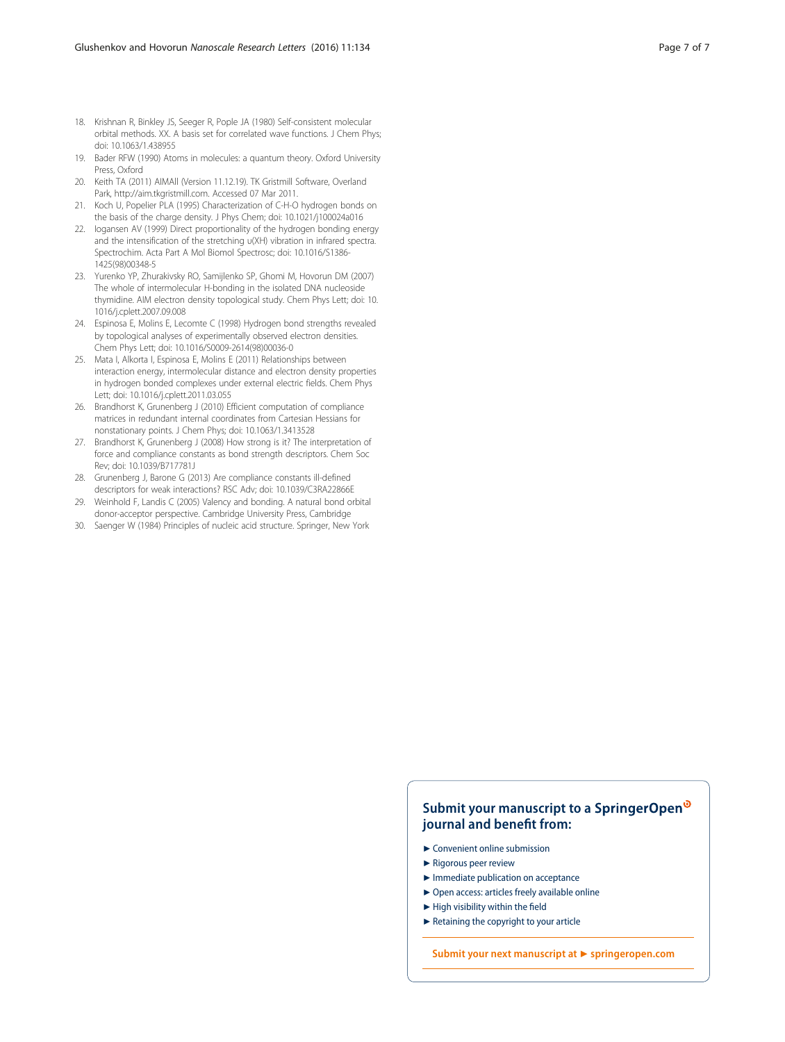18. Krishnan R, Binkley JS, Seeger R, Pople JA (1980) Self-consistent molecular orbital methods. XX. A basis set for correlated wave functions. J Chem Phys; doi: 10.1063/1.438955
19. Bader RFW (1990) Atoms in molecules: a quantum theory. Oxford University Press, Oxford
20. Keith TA (2011) AIMAll (Version 11.12.19). TK Gristmill Software, Overland Park, http://aim.tkgristmill.com. Accessed 07 Mar 2011.
21. Koch U, Popelier PLA (1995) Characterization of C-H-O hydrogen bonds on the basis of the charge density. J Phys Chem; doi: 10.1021/j100024a016
22. Iogansen AV (1999) Direct proportionality of the hydrogen bonding energy and the intensification of the stretching υ(XH) vibration in infrared spectra. Spectrochim. Acta Part A Mol Biomol Spectrosc; doi: 10.1016/S1386-1425(98)00348-5
23. Yurenko YP, Zhurakivsky RO, Samijlenko SP, Ghomi M, Hovorun DM (2007) The whole of intermolecular H-bonding in the isolated DNA nucleoside thymidine. AIM electron density topological study. Chem Phys Lett; doi: 10.1016/j.cplett.2007.09.008
24. Espinosa E, Molins E, Lecomte C (1998) Hydrogen bond strengths revealed by topological analyses of experimentally observed electron densities. Chem Phys Lett; doi: 10.1016/S0009-2614(98)00036-0
25. Mata I, Alkorta I, Espinosa E, Molins E (2011) Relationships between interaction energy, intermolecular distance and electron density properties in hydrogen bonded complexes under external electric fields. Chem Phys Lett; doi: 10.1016/j.cplett.2011.03.055
26. Brandhorst K, Grunenberg J (2010) Efficient computation of compliance matrices in redundant internal coordinates from Cartesian Hessians for nonstationary points. J Chem Phys; doi: 10.1063/1.3413528
27. Brandhorst K, Grunenberg J (2008) How strong is it? The interpretation of force and compliance constants as bond strength descriptors. Chem Soc Rev; doi: 10.1039/B717781J
28. Grunenberg J, Barone G (2013) Are compliance constants ill-defined descriptors for weak interactions? RSC Adv; doi: 10.1039/C3RA22866E
29. Weinhold F, Landis C (2005) Valency and bonding. A natural bond orbital donor-acceptor perspective. Cambridge University Press, Cambridge
30. Saenger W (1984) Principles of nucleic acid structure. Springer, New York

**Submit your manuscript to a SpringerOpen journal and benefit from:**

- ► Convenient online submission
- ► Rigorous peer review
- ► Immediate publication on acceptance
- ► Open access: articles freely available online
- ► High visibility within the field
- ► Retaining the copyright to your article

**Submit your next manuscript at ► springeropen.com**